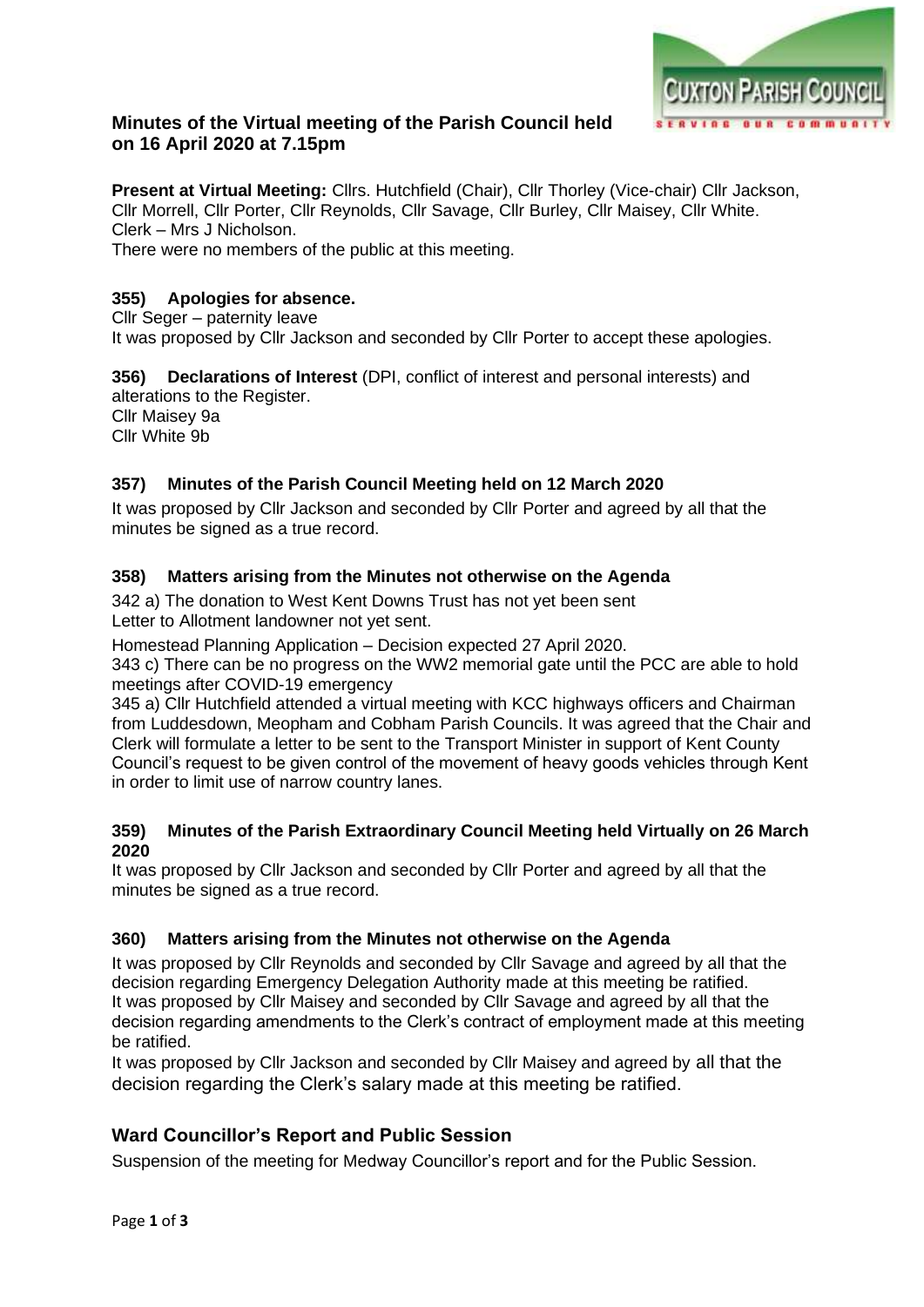# Minutes of the Virtual meeting of the Parish Council held on 16 April 2020 at 7.15pm

**Present at Virtual Meeting:** Cllrs. Hutchfield (Chair), Cllr Thorley (Vice-chair) Cllr Jackson, Cllr Morrell, Cllr Porter, Cllr Reynolds, Cllr Savage, Cllr Burley, Cllr Maisey, Cllr White. Clerk – Mrs J Nicholson.
There were no members of the public at this meeting.

### 355) Apologies for absence.

Cllr Seger – paternity leave
It was proposed by Cllr Jackson and seconded by Cllr Porter to accept these apologies.

### 356) Declarations of Interest (DPI, conflict of interest and personal interests) and alterations to the Register.

Cllr Maisey 9a
Cllr White 9b

### 357) Minutes of the Parish Council Meeting held on 12 March 2020

It was proposed by Cllr Jackson and seconded by Cllr Porter and agreed by all that the minutes be signed as a true record.

### 358) Matters arising from the Minutes not otherwise on the Agenda

342 a) The donation to West Kent Downs Trust has not yet been sent
Letter to Allotment landowner not yet sent.

Homestead Planning Application – Decision expected 27 April 2020.

343 c) There can be no progress on the WW2 memorial gate until the PCC are able to hold meetings after COVID-19 emergency

345 a) Cllr Hutchfield attended a virtual meeting with KCC highways officers and Chairman from Luddesdown, Meopham and Cobham Parish Councils. It was agreed that the Chair and Clerk will formulate a letter to be sent to the Transport Minister in support of Kent County Council's request to be given control of the movement of heavy goods vehicles through Kent in order to limit use of narrow country lanes.

### 359) Minutes of the Parish Extraordinary Council Meeting held Virtually on 26 March 2020

It was proposed by Cllr Jackson and seconded by Cllr Porter and agreed by all that the minutes be signed as a true record.

### 360) Matters arising from the Minutes not otherwise on the Agenda

It was proposed by Cllr Reynolds and seconded by Cllr Savage and agreed by all that the decision regarding Emergency Delegation Authority made at this meeting be ratified.
It was proposed by Cllr Maisey and seconded by Cllr Savage and agreed by all that the decision regarding amendments to the Clerk's contract of employment made at this meeting be ratified.
It was proposed by Cllr Jackson and seconded by Cllr Maisey and agreed by all that the decision regarding the Clerk's salary made at this meeting be ratified.

## Ward Councillor's Report and Public Session

Suspension of the meeting for Medway Councillor's report and for the Public Session.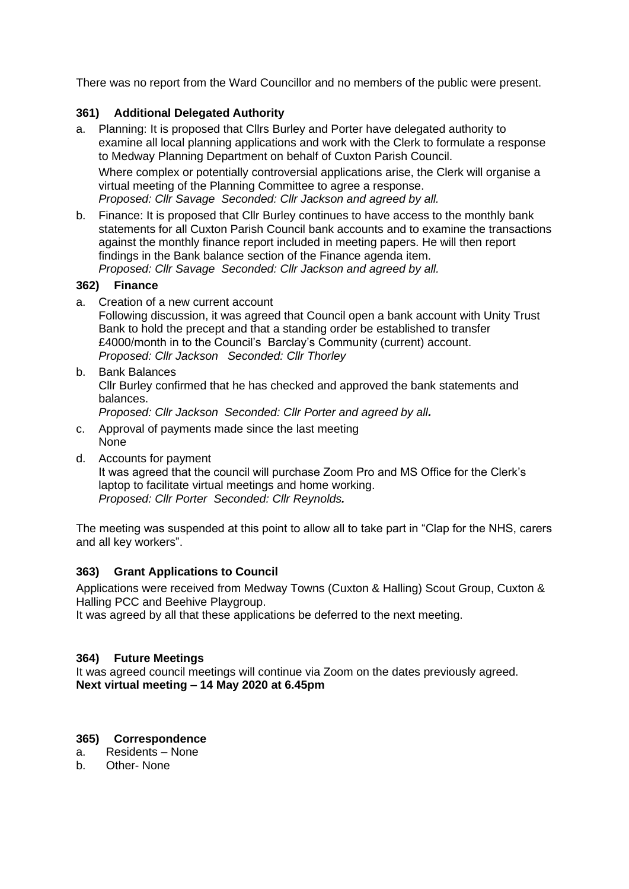There was no report from the Ward Councillor and no members of the public were present.

### 361) Additional Delegated Authority

a. Planning: It is proposed that Cllrs Burley and Porter have delegated authority to examine all local planning applications and work with the Clerk to formulate a response to Medway Planning Department on behalf of Cuxton Parish Council.

   Where complex or potentially controversial applications arise, the Clerk will organise a virtual meeting of the Planning Committee to agree a response.
   *Proposed: Cllr Savage Seconded: Cllr Jackson and agreed by all.*

b. Finance: It is proposed that Cllr Burley continues to have access to the monthly bank statements for all Cuxton Parish Council bank accounts and to examine the transactions against the monthly finance report included in meeting papers. He will then report findings in the Bank balance section of the Finance agenda item.
   *Proposed: Cllr Savage Seconded: Cllr Jackson and agreed by all.*

### 362) Finance

a. Creation of a new current account
   Following discussion, it was agreed that Council open a bank account with Unity Trust Bank to hold the precept and that a standing order be established to transfer £4000/month in to the Council's Barclay's Community (current) account.
   *Proposed: Cllr Jackson Seconded: Cllr Thorley*

b. Bank Balances
   Cllr Burley confirmed that he has checked and approved the bank statements and balances.
   *Proposed: Cllr Jackson Seconded: Cllr Porter and agreed by all.*

c. Approval of payments made since the last meeting
   None

d. Accounts for payment
   It was agreed that the council will purchase Zoom Pro and MS Office for the Clerk's laptop to facilitate virtual meetings and home working.
   *Proposed: Cllr Porter Seconded: Cllr Reynolds.*

The meeting was suspended at this point to allow all to take part in "Clap for the NHS, carers and all key workers".

### 363) Grant Applications to Council

Applications were received from Medway Towns (Cuxton & Halling) Scout Group, Cuxton & Halling PCC and Beehive Playgroup.
It was agreed by all that these applications be deferred to the next meeting.

### 364) Future Meetings

It was agreed council meetings will continue via Zoom on the dates previously agreed.
**Next virtual meeting – 14 May 2020 at 6.45pm**

### 365) Correspondence

a. Residents – None
b. Other- None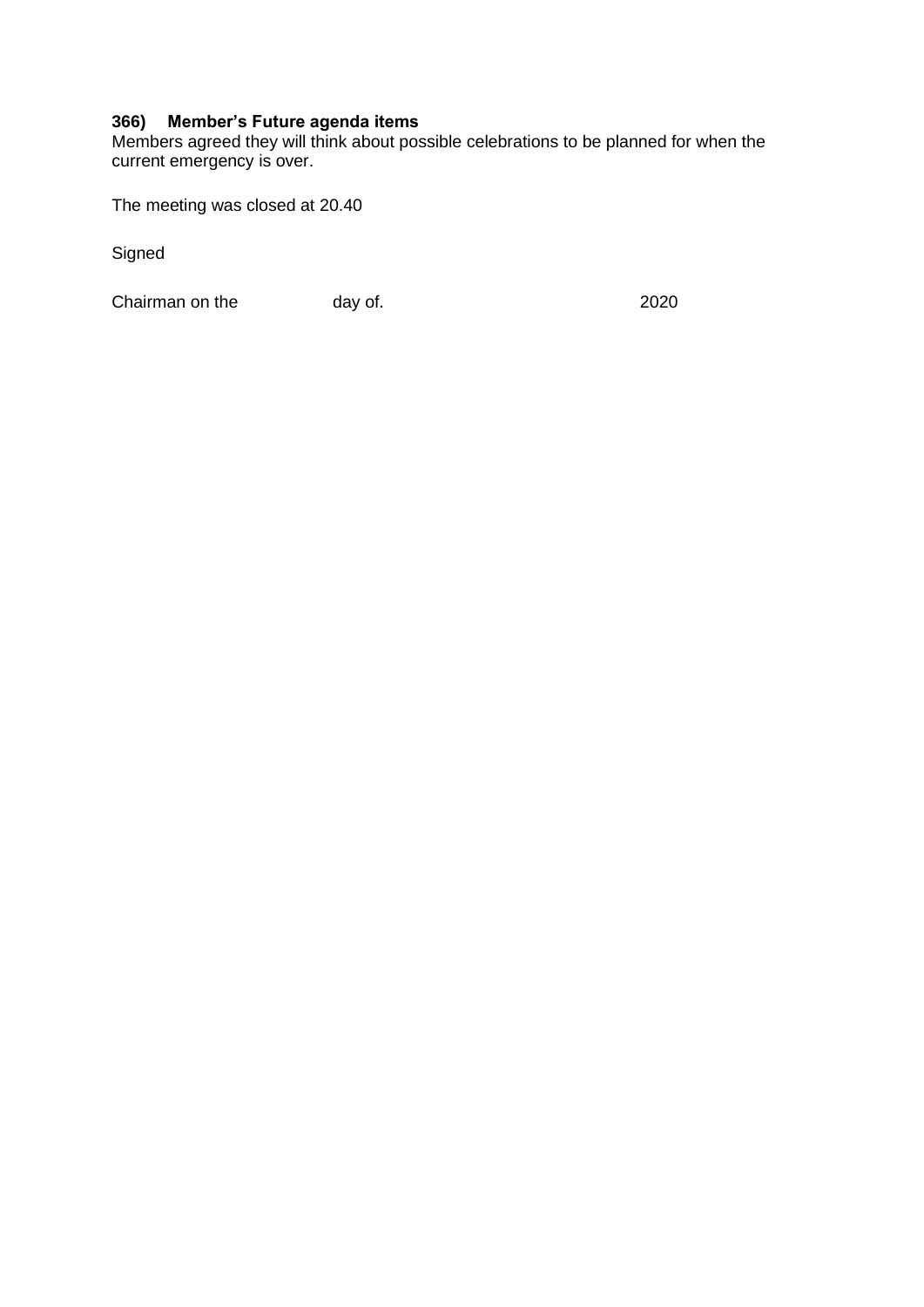### 366) Member's Future agenda items

Members agreed they will think about possible celebrations to be planned for when the current emergency is over.

The meeting was closed at 20.40

Signed

Chairman on the day of. 2020